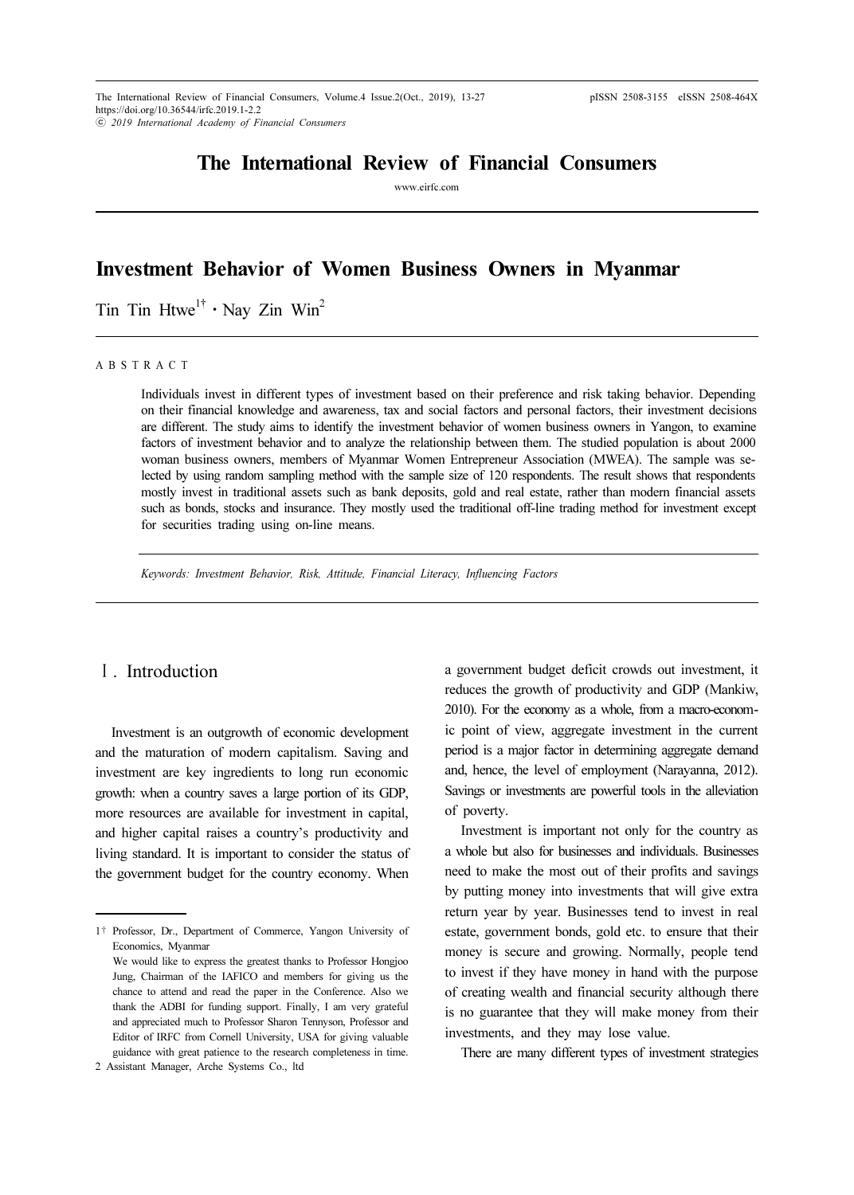# Investment Behavior of Women Business Owners in Myanmar

Tin Tin Htwe[1†] · Nay Zin Win[2]

A B S T R A C T

Individuals invest in different types of investment based on their preference and risk taking behavior. Depending on their financial knowledge and awareness, tax and social factors and personal factors, their investment decisions are different. The study aims to identify the investment behavior of women business owners in Yangon, to examine factors of investment behavior and to analyze the relationship between them. The studied population is about 2000 woman business owners, members of Myanmar Women Entrepreneur Association (MWEA). The sample was selected by using random sampling method with the sample size of 120 respondents. The result shows that respondents mostly invest in traditional assets such as bank deposits, gold and real estate, rather than modern financial assets such as bonds, stocks and insurance. They mostly used the traditional off-line trading method for investment except for securities trading using on-line means.

*Keywords: Investment Behavior, Risk, Attitude, Financial Literacy, Influencing Factors*

## Ⅰ. Introduction

Investment is an outgrowth of economic development and the maturation of modern capitalism. Saving and investment are key ingredients to long run economic growth: when a country saves a large portion of its GDP, more resources are available for investment in capital, and higher capital raises a country's productivity and living standard. It is important to consider the status of the government budget for the country economy. When a government budget deficit crowds out investment, it reduces the growth of productivity and GDP (Mankiw, 2010). For the economy as a whole, from a macro-economic point of view, aggregate investment in the current period is a major factor in determining aggregate demand and, hence, the level of employment (Narayanna, 2012). Savings or investments are powerful tools in the alleviation of poverty.

Investment is important not only for the country as a whole but also for businesses and individuals. Businesses need to make the most out of their profits and savings by putting money into investments that will give extra return year by year. Businesses tend to invest in real estate, government bonds, gold etc. to ensure that their money is secure and growing. Normally, people tend to invest if they have money in hand with the purpose of creating wealth and financial security although there is no guarantee that they will make money from their investments, and they may lose value.

There are many different types of investment strategies

---

[1†] Professor, Dr., Department of Commerce, Yangon University of Economics, Myanmar
We would like to express the greatest thanks to Professor Hongjoo Jung, Chairman of the IAFICO and members for giving us the chance to attend and read the paper in the Conference. Also we thank the ADBI for funding support. Finally, I am very grateful and appreciated much to Professor Sharon Tennyson, Professor and Editor of IRFC from Cornell University, USA for giving valuable guidance with great patience to the research completeness in time.

[2] Assistant Manager, Arche Systems Co., ltd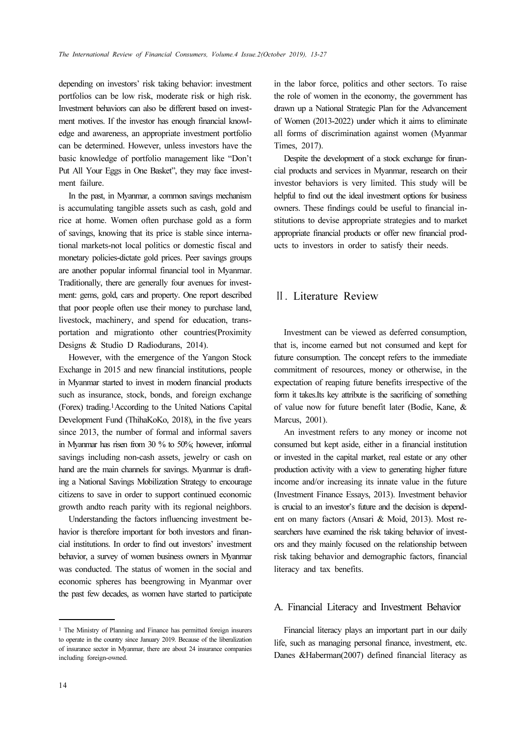depending on investors' risk taking behavior: investment portfolios can be low risk, moderate risk or high risk. Investment behaviors can also be different based on investment motives. If the investor has enough financial knowledge and awareness, an appropriate investment portfolio can be determined. However, unless investors have the basic knowledge of portfolio management like "Don't Put All Your Eggs in One Basket", they may face investment failure.

In the past, in Myanmar, a common savings mechanism is accumulating tangible assets such as cash, gold and rice at home. Women often purchase gold as a form of savings, knowing that its price is stable since international markets-not local politics or domestic fiscal and monetary policies-dictate gold prices. Peer savings groups are another popular informal financial tool in Myanmar. Traditionally, there are generally four avenues for investment: gems, gold, cars and property. One report described that poor people often use their money to purchase land, livestock, machinery, and spend for education, transportation and migrationto other countries(Proximity Designs & Studio D Radiodurans, 2014).

However, with the emergence of the Yangon Stock Exchange in 2015 and new financial institutions, people in Myanmar started to invest in modern financial products such as insurance, stock, bonds, and foreign exchange (Forex) trading.[1]According to the United Nations Capital Development Fund (ThihaKoKo, 2018), in the five years since 2013, the number of formal and informal savers in Myanmar has risen from 30 % to 50%; however, informal savings including non-cash assets, jewelry or cash on hand are the main channels for savings. Myanmar is drafting a National Savings Mobilization Strategy to encourage citizens to save in order to support continued economic growth andto reach parity with its regional neighbors.

Understanding the factors influencing investment behavior is therefore important for both investors and financial institutions. In order to find out investors' investment behavior, a survey of women business owners in Myanmar was conducted. The status of women in the social and economic spheres has beengrowing in Myanmar over the past few decades, as women have started to participate in the labor force, politics and other sectors. To raise the role of women in the economy, the government has drawn up a National Strategic Plan for the Advancement of Women (2013-2022) under which it aims to eliminate all forms of discrimination against women (Myanmar Times, 2017).

Despite the development of a stock exchange for financial products and services in Myanmar, research on their investor behaviors is very limited. This study will be helpful to find out the ideal investment options for business owners. These findings could be useful to financial institutions to devise appropriate strategies and to market appropriate financial products or offer new financial products to investors in order to satisfy their needs.

## Ⅱ. Literature Review

Investment can be viewed as deferred consumption, that is, income earned but not consumed and kept for future consumption. The concept refers to the immediate commitment of resources, money or otherwise, in the expectation of reaping future benefits irrespective of the form it takes.Its key attribute is the sacrificing of something of value now for future benefit later (Bodie, Kane, & Marcus, 2001).

An investment refers to any money or income not consumed but kept aside, either in a financial institution or invested in the capital market, real estate or any other production activity with a view to generating higher future income and/or increasing its innate value in the future (Investment Finance Essays, 2013). Investment behavior is crucial to an investor's future and the decision is dependent on many factors (Ansari & Moid, 2013). Most researchers have examined the risk taking behavior of investors and they mainly focused on the relationship between risk taking behavior and demographic factors, financial literacy and tax benefits.

### A. Financial Literacy and Investment Behavior

Financial literacy plays an important part in our daily life, such as managing personal finance, investment, etc. Danes &Haberman(2007) defined financial literacy as

---

[1] The Ministry of Planning and Finance has permitted foreign insurers to operate in the country since January 2019. Because of the liberalization of insurance sector in Myanmar, there are about 24 insurance companies including foreign-owned.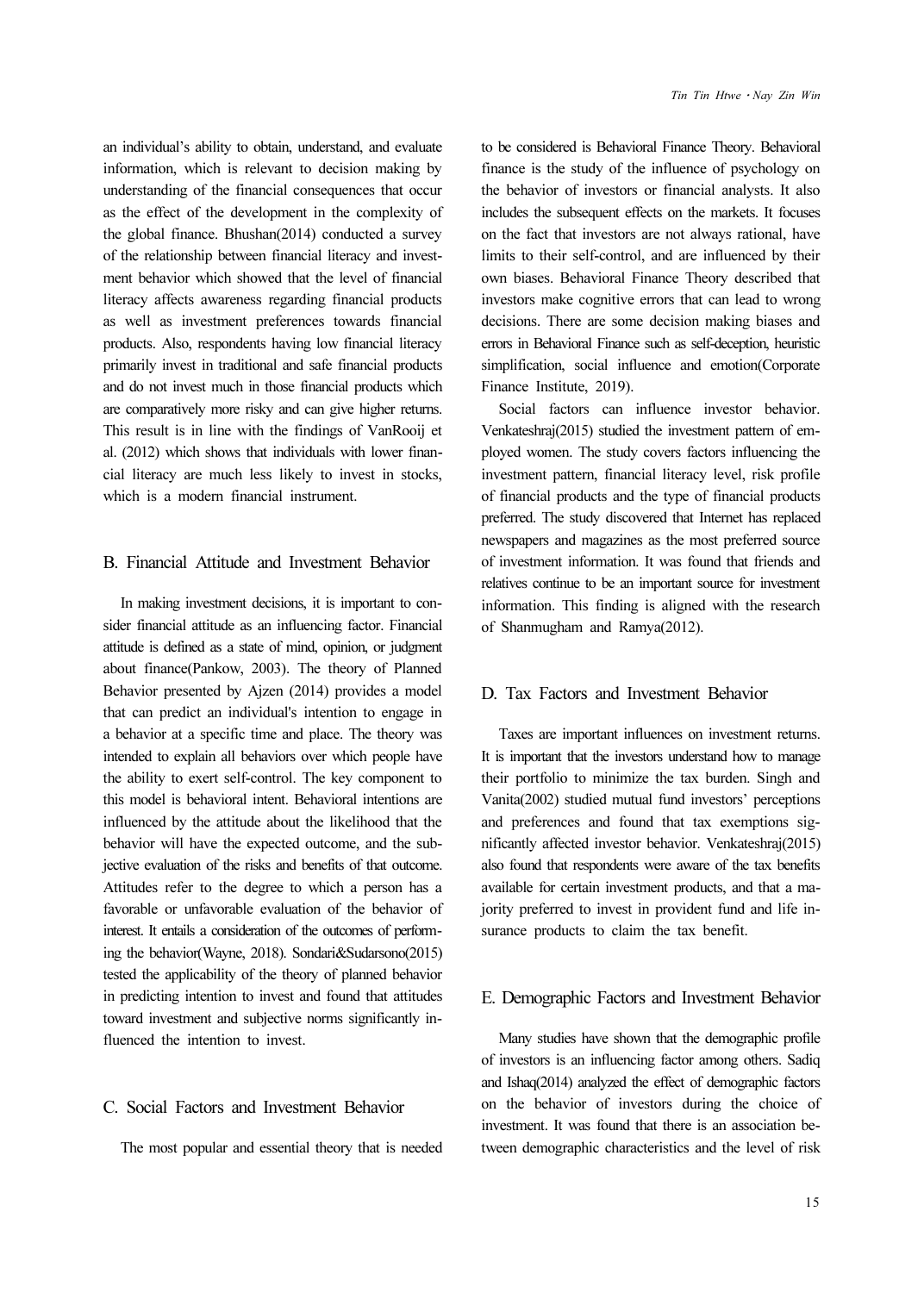an individual's ability to obtain, understand, and evaluate information, which is relevant to decision making by understanding of the financial consequences that occur as the effect of the development in the complexity of the global finance. Bhushan(2014) conducted a survey of the relationship between financial literacy and investment behavior which showed that the level of financial literacy affects awareness regarding financial products as well as investment preferences towards financial products. Also, respondents having low financial literacy primarily invest in traditional and safe financial products and do not invest much in those financial products which are comparatively more risky and can give higher returns. This result is in line with the findings of VanRooij et al. (2012) which shows that individuals with lower financial literacy are much less likely to invest in stocks, which is a modern financial instrument.

## B. Financial Attitude and Investment Behavior

In making investment decisions, it is important to consider financial attitude as an influencing factor. Financial attitude is defined as a state of mind, opinion, or judgment about finance(Pankow, 2003). The theory of Planned Behavior presented by Ajzen (2014) provides a model that can predict an individual's intention to engage in a behavior at a specific time and place. The theory was intended to explain all behaviors over which people have the ability to exert self-control. The key component to this model is behavioral intent. Behavioral intentions are influenced by the attitude about the likelihood that the behavior will have the expected outcome, and the subjective evaluation of the risks and benefits of that outcome. Attitudes refer to the degree to which a person has a favorable or unfavorable evaluation of the behavior of interest. It entails a consideration of the outcomes of performing the behavior(Wayne, 2018). Sondari&Sudarsono(2015) tested the applicability of the theory of planned behavior in predicting intention to invest and found that attitudes toward investment and subjective norms significantly influenced the intention to invest.

## C. Social Factors and Investment Behavior

The most popular and essential theory that is needed to be considered is Behavioral Finance Theory. Behavioral finance is the study of the influence of psychology on the behavior of investors or financial analysts. It also includes the subsequent effects on the markets. It focuses on the fact that investors are not always rational, have limits to their self-control, and are influenced by their own biases. Behavioral Finance Theory described that investors make cognitive errors that can lead to wrong decisions. There are some decision making biases and errors in Behavioral Finance such as self-deception, heuristic simplification, social influence and emotion(Corporate Finance Institute, 2019).

Social factors can influence investor behavior. Venkateshraj(2015) studied the investment pattern of employed women. The study covers factors influencing the investment pattern, financial literacy level, risk profile of financial products and the type of financial products preferred. The study discovered that Internet has replaced newspapers and magazines as the most preferred source of investment information. It was found that friends and relatives continue to be an important source for investment information. This finding is aligned with the research of Shanmugham and Ramya(2012).

## D. Tax Factors and Investment Behavior

Taxes are important influences on investment returns. It is important that the investors understand how to manage their portfolio to minimize the tax burden. Singh and Vanita(2002) studied mutual fund investors' perceptions and preferences and found that tax exemptions significantly affected investor behavior. Venkateshraj(2015) also found that respondents were aware of the tax benefits available for certain investment products, and that a majority preferred to invest in provident fund and life insurance products to claim the tax benefit.

## E. Demographic Factors and Investment Behavior

Many studies have shown that the demographic profile of investors is an influencing factor among others. Sadiq and Ishaq(2014) analyzed the effect of demographic factors on the behavior of investors during the choice of investment. It was found that there is an association between demographic characteristics and the level of risk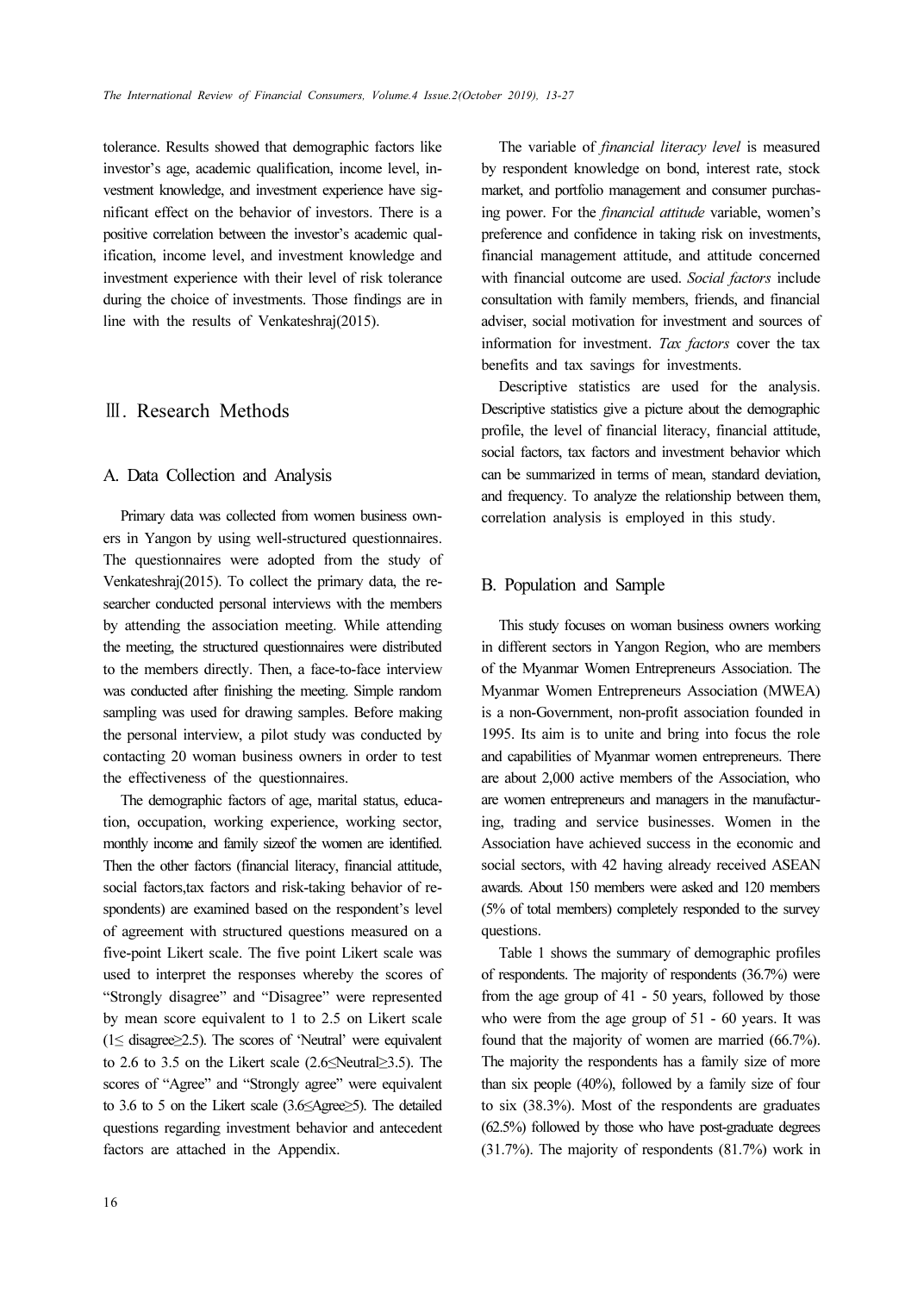tolerance. Results showed that demographic factors like investor's age, academic qualification, income level, investment knowledge, and investment experience have significant effect on the behavior of investors. There is a positive correlation between the investor's academic qualification, income level, and investment knowledge and investment experience with their level of risk tolerance during the choice of investments. Those findings are in line with the results of Venkateshraj(2015).

## Ⅲ. Research Methods

### A. Data Collection and Analysis

Primary data was collected from women business owners in Yangon by using well-structured questionnaires. The questionnaires were adopted from the study of Venkateshraj(2015). To collect the primary data, the researcher conducted personal interviews with the members by attending the association meeting. While attending the meeting, the structured questionnaires were distributed to the members directly. Then, a face-to-face interview was conducted after finishing the meeting. Simple random sampling was used for drawing samples. Before making the personal interview, a pilot study was conducted by contacting 20 woman business owners in order to test the effectiveness of the questionnaires.

The demographic factors of age, marital status, education, occupation, working experience, working sector, monthly income and family sizeof the women are identified. Then the other factors (financial literacy, financial attitude, social factors,tax factors and risk-taking behavior of respondents) are examined based on the respondent's level of agreement with structured questions measured on a five-point Likert scale. The five point Likert scale was used to interpret the responses whereby the scores of "Strongly disagree" and "Disagree" were represented by mean score equivalent to 1 to 2.5 on Likert scale (1≤ disagree≥2.5). The scores of 'Neutral' were equivalent to 2.6 to 3.5 on the Likert scale (2.6≤Neutral≥3.5). The scores of "Agree" and "Strongly agree" were equivalent to 3.6 to 5 on the Likert scale (3.6≤Agree≥5). The detailed questions regarding investment behavior and antecedent factors are attached in the Appendix.

The variable of *financial literacy level* is measured by respondent knowledge on bond, interest rate, stock market, and portfolio management and consumer purchasing power. For the *financial attitude* variable, women's preference and confidence in taking risk on investments, financial management attitude, and attitude concerned with financial outcome are used. *Social factors* include consultation with family members, friends, and financial adviser, social motivation for investment and sources of information for investment. *Tax factors* cover the tax benefits and tax savings for investments.

Descriptive statistics are used for the analysis. Descriptive statistics give a picture about the demographic profile, the level of financial literacy, financial attitude, social factors, tax factors and investment behavior which can be summarized in terms of mean, standard deviation, and frequency. To analyze the relationship between them, correlation analysis is employed in this study.

### B. Population and Sample

This study focuses on woman business owners working in different sectors in Yangon Region, who are members of the Myanmar Women Entrepreneurs Association. The Myanmar Women Entrepreneurs Association (MWEA) is a non-Government, non-profit association founded in 1995. Its aim is to unite and bring into focus the role and capabilities of Myanmar women entrepreneurs. There are about 2,000 active members of the Association, who are women entrepreneurs and managers in the manufacturing, trading and service businesses. Women in the Association have achieved success in the economic and social sectors, with 42 having already received ASEAN awards. About 150 members were asked and 120 members (5% of total members) completely responded to the survey questions.

Table 1 shows the summary of demographic profiles of respondents. The majority of respondents (36.7%) were from the age group of 41 - 50 years, followed by those who were from the age group of 51 - 60 years. It was found that the majority of women are married (66.7%). The majority the respondents has a family size of more than six people (40%), followed by a family size of four to six (38.3%). Most of the respondents are graduates (62.5%) followed by those who have post-graduate degrees (31.7%). The majority of respondents (81.7%) work in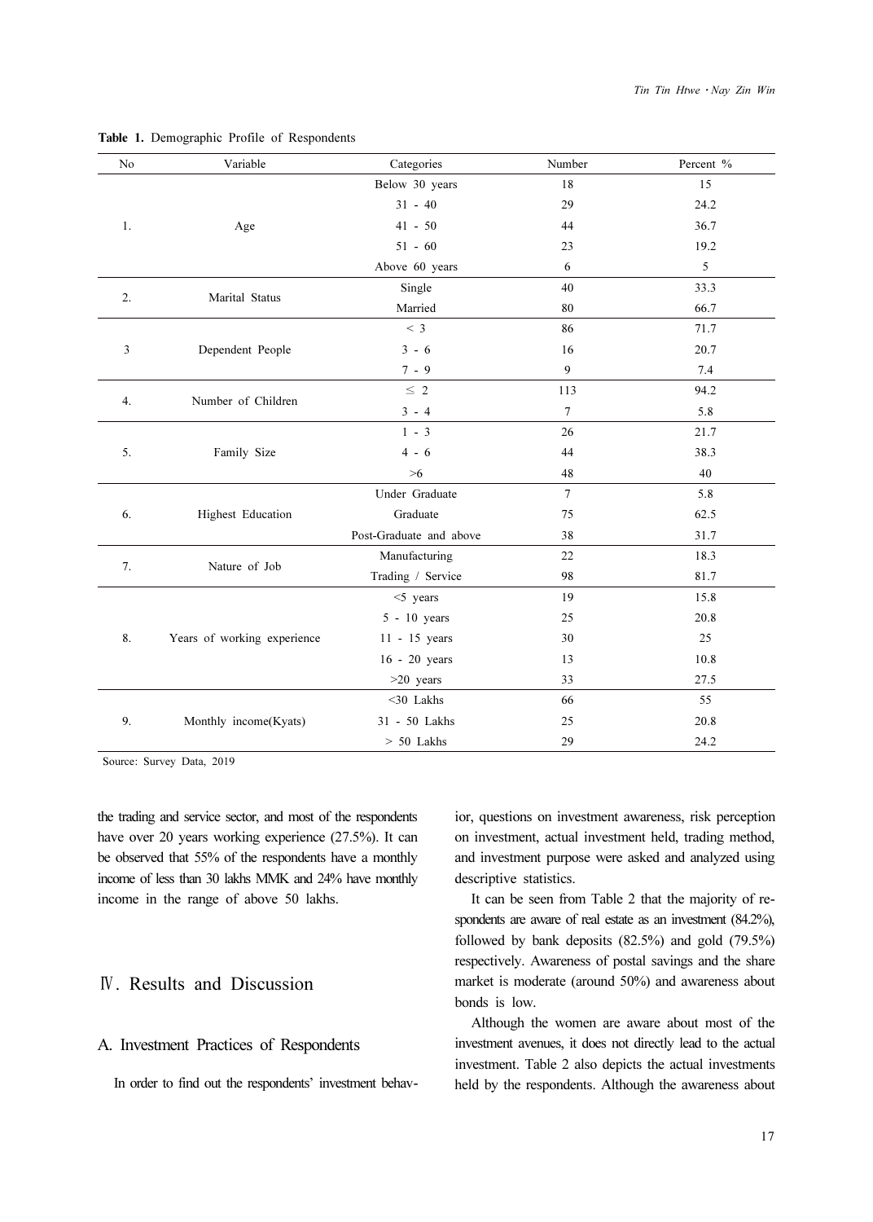**Table 1.** Demographic Profile of Respondents

| No | Variable | Categories | Number | Percent % |
|---|---|---|---|---|
| 1. | Age | Below 30 years | 18 | 15 |
| | | 31 - 40 | 29 | 24.2 |
| | | 41 - 50 | 44 | 36.7 |
| | | 51 - 60 | 23 | 19.2 |
| | | Above 60 years | 6 | 5 |
| 2. | Marital Status | Single | 40 | 33.3 |
| | | Married | 80 | 66.7 |
| 3 | Dependent People | < 3 | 86 | 71.7 |
| | | 3 - 6 | 16 | 20.7 |
| | | 7 - 9 | 9 | 7.4 |
| 4. | Number of Children | ≤ 2 | 113 | 94.2 |
| | | 3 - 4 | 7 | 5.8 |
| 5. | Family Size | 1 - 3 | 26 | 21.7 |
| | | 4 - 6 | 44 | 38.3 |
| | | >6 | 48 | 40 |
| 6. | Highest Education | Under Graduate | 7 | 5.8 |
| | | Graduate | 75 | 62.5 |
| | | Post-Graduate and above | 38 | 31.7 |
| 7. | Nature of Job | Manufacturing | 22 | 18.3 |
| | | Trading / Service | 98 | 81.7 |
| 8. | Years of working experience | <5 years | 19 | 15.8 |
| | | 5 - 10 years | 25 | 20.8 |
| | | 11 - 15 years | 30 | 25 |
| | | 16 - 20 years | 13 | 10.8 |
| | | >20 years | 33 | 27.5 |
| 9. | Monthly income(Kyats) | <30 Lakhs | 66 | 55 |
| | | 31 - 50 Lakhs | 25 | 20.8 |
| | | > 50 Lakhs | 29 | 24.2 |

Source: Survey Data, 2019

the trading and service sector, and most of the respondents have over 20 years working experience (27.5%). It can be observed that 55% of the respondents have a monthly income of less than 30 lakhs MMK and 24% have monthly income in the range of above 50 lakhs.

## Ⅳ. Results and Discussion

### A. Investment Practices of Respondents

In order to find out the respondents' investment behavior, questions on investment awareness, risk perception on investment, actual investment held, trading method, and investment purpose were asked and analyzed using descriptive statistics.

It can be seen from Table 2 that the majority of respondents are aware of real estate as an investment (84.2%), followed by bank deposits (82.5%) and gold (79.5%) respectively. Awareness of postal savings and the share market is moderate (around 50%) and awareness about bonds is low.

Although the women are aware about most of the investment avenues, it does not directly lead to the actual investment. Table 2 also depicts the actual investments held by the respondents. Although the awareness about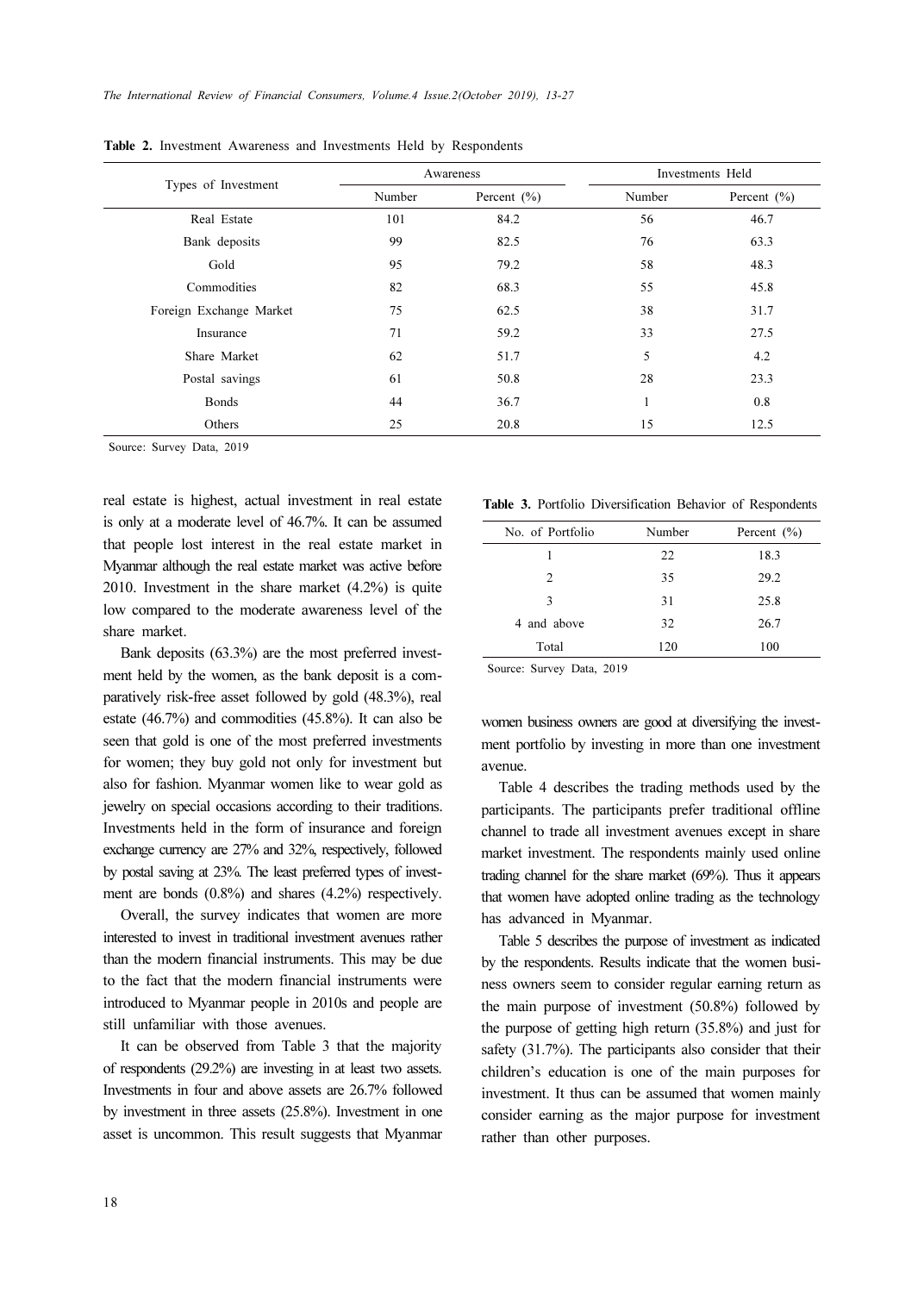**Table 2.** Investment Awareness and Investments Held by Respondents

| Types of Investment | Awareness | | Investments Held | |
|---|---|---|---|---|
| | Number | Percent (%) | Number | Percent (%) |
| Real Estate | 101 | 84.2 | 56 | 46.7 |
| Bank deposits | 99 | 82.5 | 76 | 63.3 |
| Gold | 95 | 79.2 | 58 | 48.3 |
| Commodities | 82 | 68.3 | 55 | 45.8 |
| Foreign Exchange Market | 75 | 62.5 | 38 | 31.7 |
| Insurance | 71 | 59.2 | 33 | 27.5 |
| Share Market | 62 | 51.7 | 5 | 4.2 |
| Postal savings | 61 | 50.8 | 28 | 23.3 |
| Bonds | 44 | 36.7 | 1 | 0.8 |
| Others | 25 | 20.8 | 15 | 12.5 |

Source: Survey Data, 2019

real estate is highest, actual investment in real estate is only at a moderate level of 46.7%. It can be assumed that people lost interest in the real estate market in Myanmar although the real estate market was active before 2010. Investment in the share market (4.2%) is quite low compared to the moderate awareness level of the share market.

Bank deposits (63.3%) are the most preferred investment held by the women, as the bank deposit is a comparatively risk-free asset followed by gold (48.3%), real estate (46.7%) and commodities (45.8%). It can also be seen that gold is one of the most preferred investments for women; they buy gold not only for investment but also for fashion. Myanmar women like to wear gold as jewelry on special occasions according to their traditions. Investments held in the form of insurance and foreign exchange currency are 27% and 32%, respectively, followed by postal saving at 23%. The least preferred types of investment are bonds (0.8%) and shares (4.2%) respectively.

Overall, the survey indicates that women are more interested to invest in traditional investment avenues rather than the modern financial instruments. This may be due to the fact that the modern financial instruments were introduced to Myanmar people in 2010s and people are still unfamiliar with those avenues.

It can be observed from Table 3 that the majority of respondents (29.2%) are investing in at least two assets. Investments in four and above assets are 26.7% followed by investment in three assets (25.8%). Investment in one asset is uncommon. This result suggests that Myanmar women business owners are good at diversifying the investment portfolio by investing in more than one investment avenue.

**Table 3.** Portfolio Diversification Behavior of Respondents

| No. of Portfolio | Number | Percent (%) |
|---|---|---|
| 1 | 22 | 18.3 |
| 2 | 35 | 29.2 |
| 3 | 31 | 25.8 |
| 4 and above | 32 | 26.7 |
| Total | 120 | 100 |

Source: Survey Data, 2019

Table 4 describes the trading methods used by the participants. The participants prefer traditional offline channel to trade all investment avenues except in share market investment. The respondents mainly used online trading channel for the share market (69%). Thus it appears that women have adopted online trading as the technology has advanced in Myanmar.

Table 5 describes the purpose of investment as indicated by the respondents. Results indicate that the women business owners seem to consider regular earning return as the main purpose of investment (50.8%) followed by the purpose of getting high return (35.8%) and just for safety (31.7%). The participants also consider that their children's education is one of the main purposes for investment. It thus can be assumed that women mainly consider earning as the major purpose for investment rather than other purposes.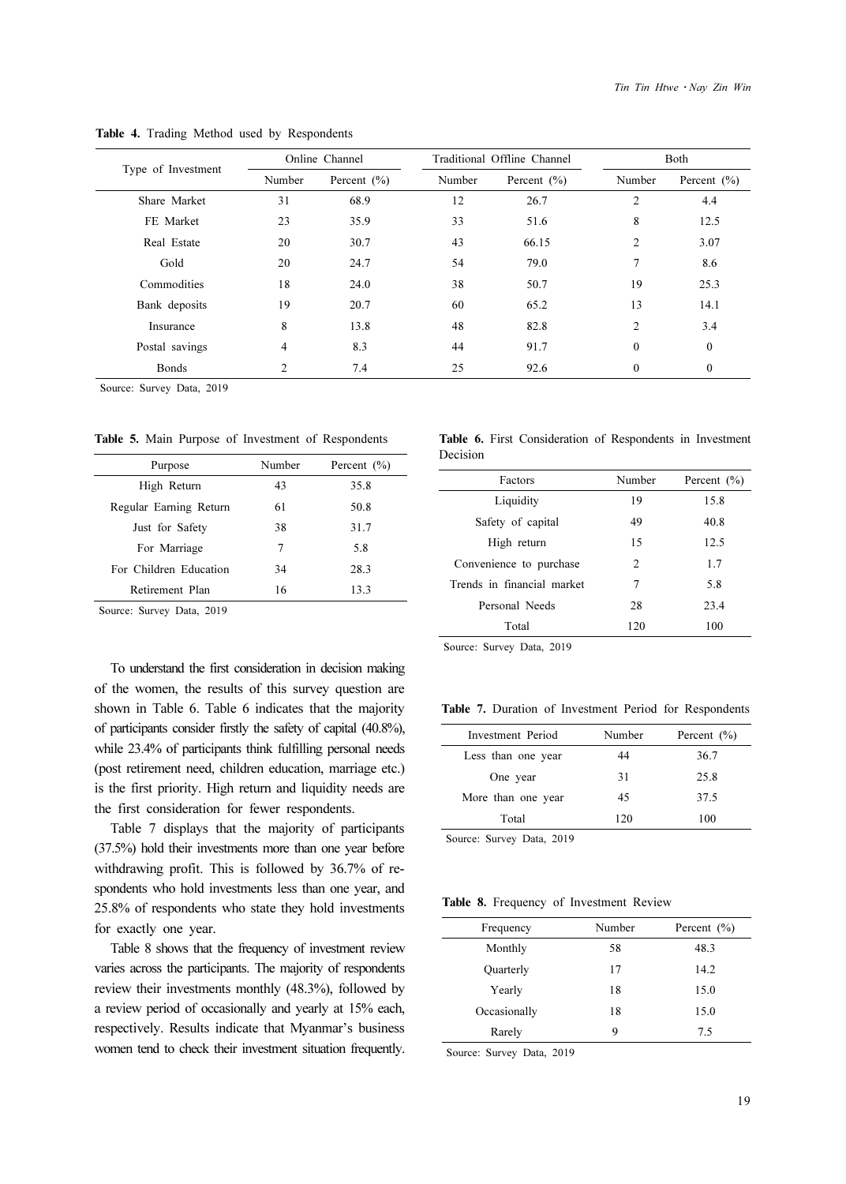**Table 4.** Trading Method used by Respondents

| Type of Investment | Online Channel | | Traditional Offline Channel | | Both | |
|---|---|---|---|---|---|---|
| | Number | Percent (%) | Number | Percent (%) | Number | Percent (%) |
| Share Market | 31 | 68.9 | 12 | 26.7 | 2 | 4.4 |
| FE Market | 23 | 35.9 | 33 | 51.6 | 8 | 12.5 |
| Real Estate | 20 | 30.7 | 43 | 66.15 | 2 | 3.07 |
| Gold | 20 | 24.7 | 54 | 79.0 | 7 | 8.6 |
| Commodities | 18 | 24.0 | 38 | 50.7 | 19 | 25.3 |
| Bank deposits | 19 | 20.7 | 60 | 65.2 | 13 | 14.1 |
| Insurance | 8 | 13.8 | 48 | 82.8 | 2 | 3.4 |
| Postal savings | 4 | 8.3 | 44 | 91.7 | 0 | 0 |
| Bonds | 2 | 7.4 | 25 | 92.6 | 0 | 0 |

Source: Survey Data, 2019

**Table 5.** Main Purpose of Investment of Respondents

| Purpose | Number | Percent (%) |
|---|---|---|
| High Return | 43 | 35.8 |
| Regular Earning Return | 61 | 50.8 |
| Just for Safety | 38 | 31.7 |
| For Marriage | 7 | 5.8 |
| For Children Education | 34 | 28.3 |
| Retirement Plan | 16 | 13.3 |

Source: Survey Data, 2019

To understand the first consideration in decision making of the women, the results of this survey question are shown in Table 6. Table 6 indicates that the majority of participants consider firstly the safety of capital (40.8%), while 23.4% of participants think fulfilling personal needs (post retirement need, children education, marriage etc.) is the first priority. High return and liquidity needs are the first consideration for fewer respondents.

Table 7 displays that the majority of participants (37.5%) hold their investments more than one year before withdrawing profit. This is followed by 36.7% of respondents who hold investments less than one year, and 25.8% of respondents who state they hold investments for exactly one year.

Table 8 shows that the frequency of investment review varies across the participants. The majority of respondents review their investments monthly (48.3%), followed by a review period of occasionally and yearly at 15% each, respectively. Results indicate that Myanmar's business women tend to check their investment situation frequently.

**Table 6.** First Consideration of Respondents in Investment Decision

| Factors | Number | Percent (%) |
|---|---|---|
| Liquidity | 19 | 15.8 |
| Safety of capital | 49 | 40.8 |
| High return | 15 | 12.5 |
| Convenience to purchase | 2 | 1.7 |
| Trends in financial market | 7 | 5.8 |
| Personal Needs | 28 | 23.4 |
| Total | 120 | 100 |

Source: Survey Data, 2019

**Table 7.** Duration of Investment Period for Respondents

| Investment Period | Number | Percent (%) |
|---|---|---|
| Less than one year | 44 | 36.7 |
| One year | 31 | 25.8 |
| More than one year | 45 | 37.5 |
| Total | 120 | 100 |

Source: Survey Data, 2019

**Table 8.** Frequency of Investment Review

| Frequency | Number | Percent (%) |
|---|---|---|
| Monthly | 58 | 48.3 |
| Quarterly | 17 | 14.2 |
| Yearly | 18 | 15.0 |
| Occasionally | 18 | 15.0 |
| Rarely | 9 | 7.5 |

Source: Survey Data, 2019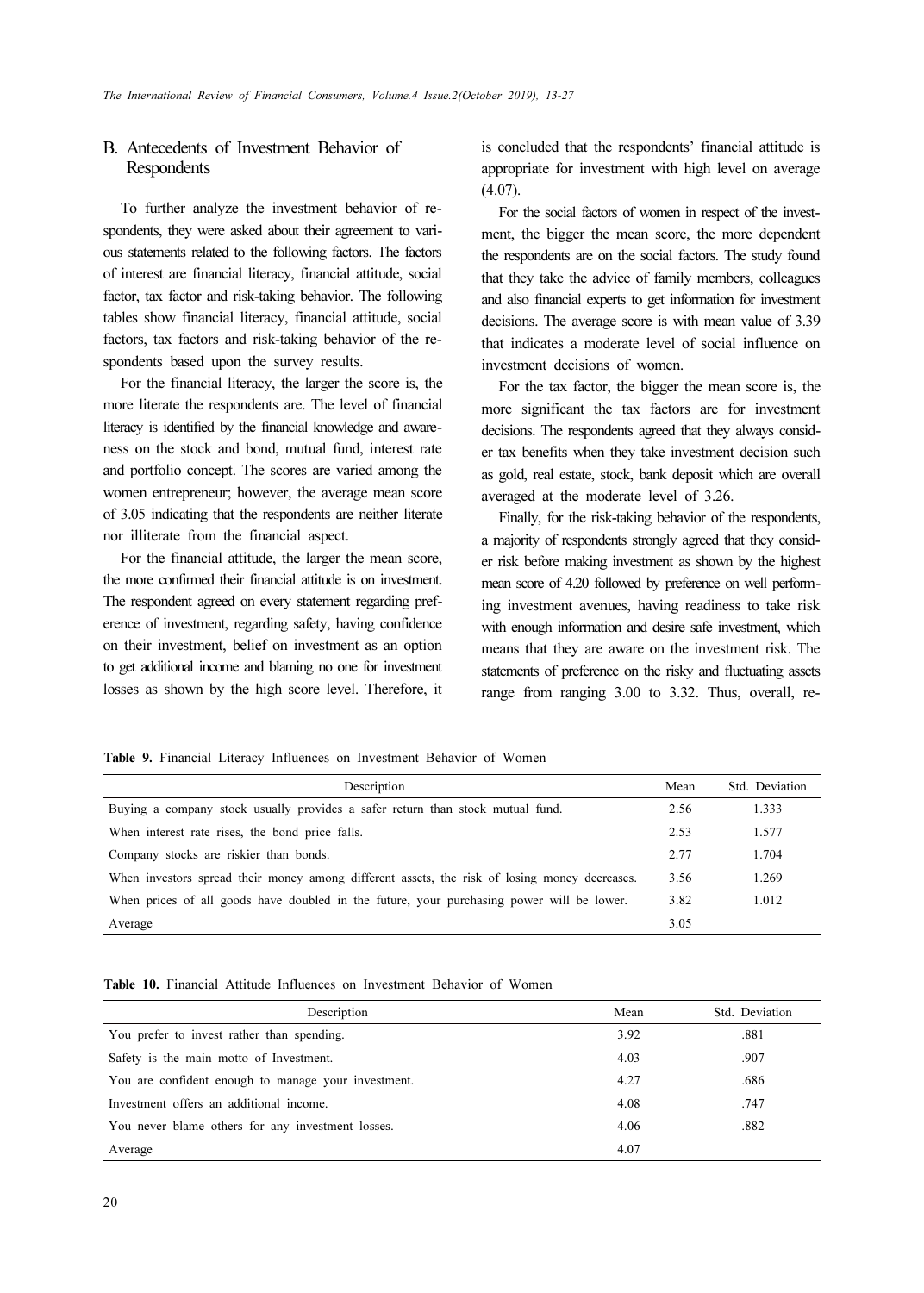## B. Antecedents of Investment Behavior of Respondents

To further analyze the investment behavior of respondents, they were asked about their agreement to various statements related to the following factors. The factors of interest are financial literacy, financial attitude, social factor, tax factor and risk-taking behavior. The following tables show financial literacy, financial attitude, social factors, tax factors and risk-taking behavior of the respondents based upon the survey results.

For the financial literacy, the larger the score is, the more literate the respondents are. The level of financial literacy is identified by the financial knowledge and awareness on the stock and bond, mutual fund, interest rate and portfolio concept. The scores are varied among the women entrepreneur; however, the average mean score of 3.05 indicating that the respondents are neither literate nor illiterate from the financial aspect.

For the financial attitude, the larger the mean score, the more confirmed their financial attitude is on investment. The respondent agreed on every statement regarding preference of investment, regarding safety, having confidence on their investment, belief on investment as an option to get additional income and blaming no one for investment losses as shown by the high score level. Therefore, it is concluded that the respondents' financial attitude is appropriate for investment with high level on average (4.07).

For the social factors of women in respect of the investment, the bigger the mean score, the more dependent the respondents are on the social factors. The study found that they take the advice of family members, colleagues and also financial experts to get information for investment decisions. The average score is with mean value of 3.39 that indicates a moderate level of social influence on investment decisions of women.

For the tax factor, the bigger the mean score is, the more significant the tax factors are for investment decisions. The respondents agreed that they always consider tax benefits when they take investment decision such as gold, real estate, stock, bank deposit which are overall averaged at the moderate level of 3.26.

Finally, for the risk-taking behavior of the respondents, a majority of respondents strongly agreed that they consider risk before making investment as shown by the highest mean score of 4.20 followed by preference on well performing investment avenues, having readiness to take risk with enough information and desire safe investment, which means that they are aware on the investment risk. The statements of preference on the risky and fluctuating assets range from ranging 3.00 to 3.32. Thus, overall, re-

**Table 9.** Financial Literacy Influences on Investment Behavior of Women

| Description | Mean | Std. Deviation |
|---|---|---|
| Buying a company stock usually provides a safer return than stock mutual fund. | 2.56 | 1.333 |
| When interest rate rises, the bond price falls. | 2.53 | 1.577 |
| Company stocks are riskier than bonds. | 2.77 | 1.704 |
| When investors spread their money among different assets, the risk of losing money decreases. | 3.56 | 1.269 |
| When prices of all goods have doubled in the future, your purchasing power will be lower. | 3.82 | 1.012 |
| Average | 3.05 | |

**Table 10.** Financial Attitude Influences on Investment Behavior of Women

| Description | Mean | Std. Deviation |
|---|---|---|
| You prefer to invest rather than spending. | 3.92 | .881 |
| Safety is the main motto of Investment. | 4.03 | .907 |
| You are confident enough to manage your investment. | 4.27 | .686 |
| Investment offers an additional income. | 4.08 | .747 |
| You never blame others for any investment losses. | 4.06 | .882 |
| Average | 4.07 | |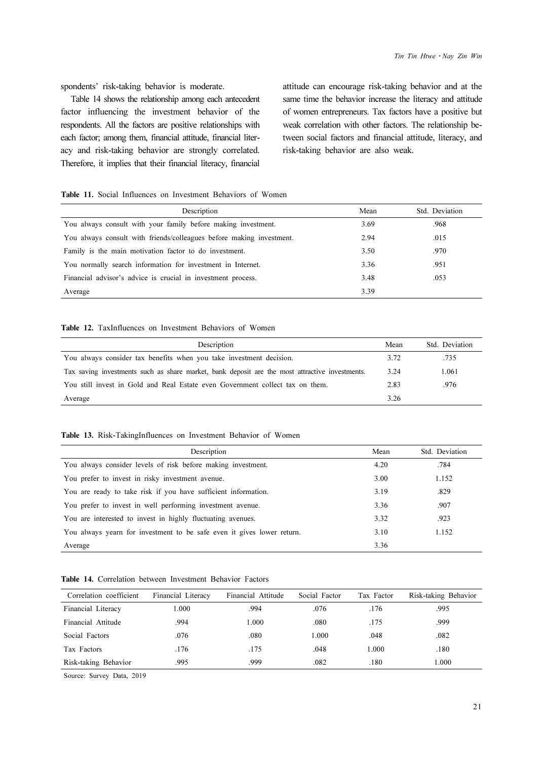spondents' risk-taking behavior is moderate.

Table 14 shows the relationship among each antecedent factor influencing the investment behavior of the respondents. All the factors are positive relationships with each factor; among them, financial attitude, financial literacy and risk-taking behavior are strongly correlated. Therefore, it implies that their financial literacy, financial attitude can encourage risk-taking behavior and at the same time the behavior increase the literacy and attitude of women entrepreneurs. Tax factors have a positive but weak correlation with other factors. The relationship between social factors and financial attitude, literacy, and risk-taking behavior are also weak.

**Table 11.** Social Influences on Investment Behaviors of Women

| Description | Mean | Std. Deviation |
|---|---|---|
| You always consult with your family before making investment. | 3.69 | .968 |
| You always consult with friends/colleagues before making investment. | 2.94 | .015 |
| Family is the main motivation factor to do investment. | 3.50 | .970 |
| You normally search information for investment in Internet. | 3.36 | .951 |
| Financial advisor's advice is crucial in investment process. | 3.48 | .053 |
| Average | 3.39 | |

**Table 12.** TaxInfluences on Investment Behaviors of Women

| Description | Mean | Std. Deviation |
|---|---|---|
| You always consider tax benefits when you take investment decision. | 3.72 | .735 |
| Tax saving investments such as share market, bank deposit are the most attractive investments. | 3.24 | 1.061 |
| You still invest in Gold and Real Estate even Government collect tax on them. | 2.83 | .976 |
| Average | 3.26 | |

**Table 13.** Risk-TakingInfluences on Investment Behavior of Women

| Description | Mean | Std. Deviation |
|---|---|---|
| You always consider levels of risk before making investment. | 4.20 | .784 |
| You prefer to invest in risky investment avenue. | 3.00 | 1.152 |
| You are ready to take risk if you have sufficient information. | 3.19 | .829 |
| You prefer to invest in well performing investment avenue. | 3.36 | .907 |
| You are interested to invest in highly fluctuating avenues. | 3.32 | .923 |
| You always yearn for investment to be safe even it gives lower return. | 3.10 | 1.152 |
| Average | 3.36 | |

**Table 14.** Correlation between Investment Behavior Factors

| Correlation coefficient | Financial Literacy | Financial Attitude | Social Factor | Tax Factor | Risk-taking Behavior |
|---|---|---|---|---|---|
| Financial Literacy | 1.000 | .994 | .076 | .176 | .995 |
| Financial Attitude | .994 | 1.000 | .080 | .175 | .999 |
| Social Factors | .076 | .080 | 1.000 | .048 | .082 |
| Tax Factors | .176 | .175 | .048 | 1.000 | .180 |
| Risk-taking Behavior | .995 | .999 | .082 | .180 | 1.000 |

Source: Survey Data, 2019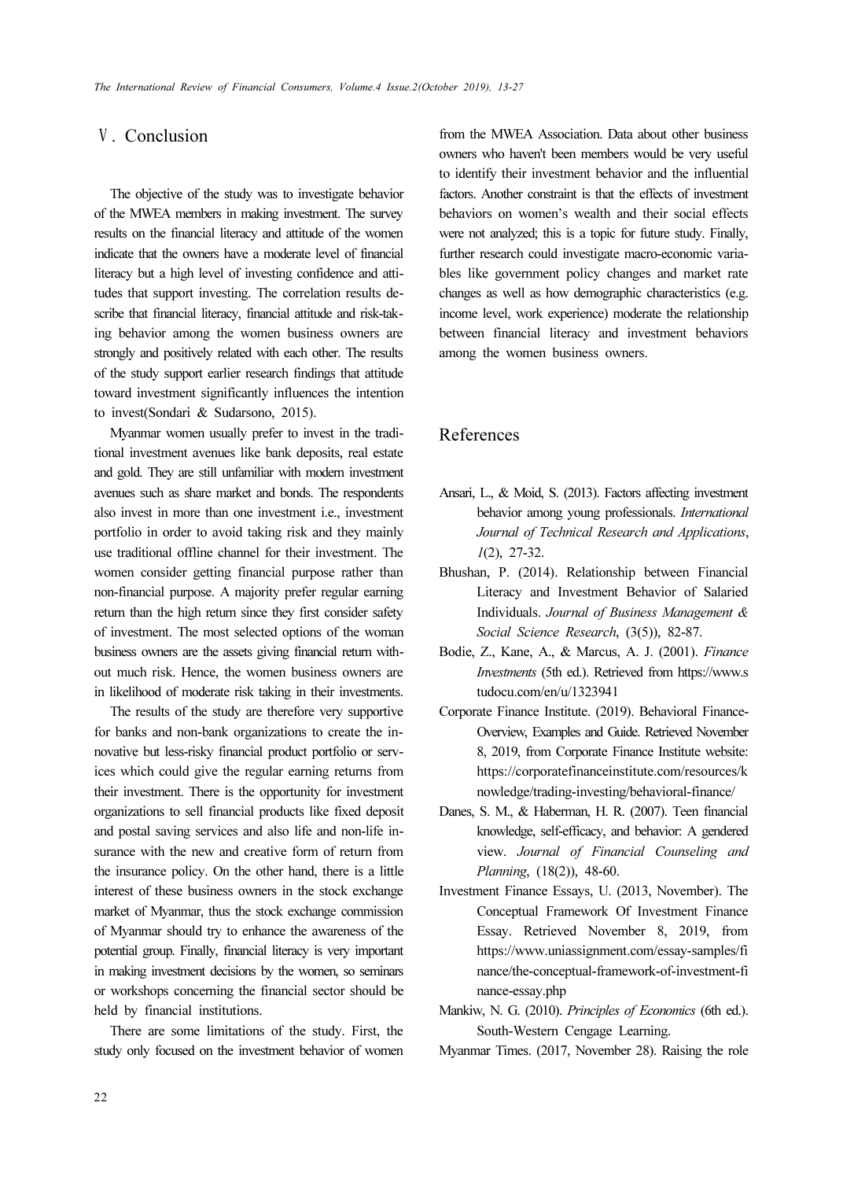## Ⅴ. Conclusion

The objective of the study was to investigate behavior of the MWEA members in making investment. The survey results on the financial literacy and attitude of the women indicate that the owners have a moderate level of financial literacy but a high level of investing confidence and attitudes that support investing. The correlation results describe that financial literacy, financial attitude and risk-taking behavior among the women business owners are strongly and positively related with each other. The results of the study support earlier research findings that attitude toward investment significantly influences the intention to invest(Sondari & Sudarsono, 2015).

Myanmar women usually prefer to invest in the traditional investment avenues like bank deposits, real estate and gold. They are still unfamiliar with modern investment avenues such as share market and bonds. The respondents also invest in more than one investment i.e., investment portfolio in order to avoid taking risk and they mainly use traditional offline channel for their investment. The women consider getting financial purpose rather than non-financial purpose. A majority prefer regular earning return than the high return since they first consider safety of investment. The most selected options of the woman business owners are the assets giving financial return without much risk. Hence, the women business owners are in likelihood of moderate risk taking in their investments.

The results of the study are therefore very supportive for banks and non-bank organizations to create the innovative but less-risky financial product portfolio or services which could give the regular earning returns from their investment. There is the opportunity for investment organizations to sell financial products like fixed deposit and postal saving services and also life and non-life insurance with the new and creative form of return from the insurance policy. On the other hand, there is a little interest of these business owners in the stock exchange market of Myanmar, thus the stock exchange commission of Myanmar should try to enhance the awareness of the potential group. Finally, financial literacy is very important in making investment decisions by the women, so seminars or workshops concerning the financial sector should be held by financial institutions.

There are some limitations of the study. First, the study only focused on the investment behavior of women from the MWEA Association. Data about other business owners who haven't been members would be very useful to identify their investment behavior and the influential factors. Another constraint is that the effects of investment behaviors on women's wealth and their social effects were not analyzed; this is a topic for future study. Finally, further research could investigate macro-economic variables like government policy changes and market rate changes as well as how demographic characteristics (e.g. income level, work experience) moderate the relationship between financial literacy and investment behaviors among the women business owners.

## References

Ansari, L., & Moid, S. (2013). Factors affecting investment behavior among young professionals. *International Journal of Technical Research and Applications*, *1*(2), 27-32.

Bhushan, P. (2014). Relationship between Financial Literacy and Investment Behavior of Salaried Individuals. *Journal of Business Management & Social Science Research*, (3(5)), 82-87.

Bodie, Z., Kane, A., & Marcus, A. J. (2001). *Finance Investments* (5th ed.). Retrieved from https://www.studocu.com/en/u/1323941

Corporate Finance Institute. (2019). Behavioral Finance-Overview, Examples and Guide. Retrieved November 8, 2019, from Corporate Finance Institute website: https://corporatefinanceinstitute.com/resources/knowledge/trading-investing/behavioral-finance/

Danes, S. M., & Haberman, H. R. (2007). Teen financial knowledge, self-efficacy, and behavior: A gendered view. *Journal of Financial Counseling and Planning*, (18(2)), 48-60.

Investment Finance Essays, U. (2013, November). The Conceptual Framework Of Investment Finance Essay. Retrieved November 8, 2019, from https://www.uniassignment.com/essay-samples/finance/the-conceptual-framework-of-investment-finance-essay.php

Mankiw, N. G. (2010). *Principles of Economics* (6th ed.). South-Western Cengage Learning.

Myanmar Times. (2017, November 28). Raising the role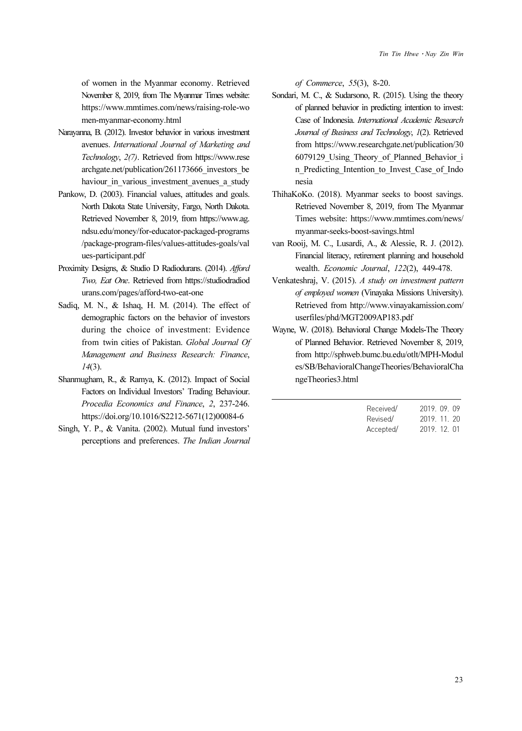of women in the Myanmar economy. Retrieved November 8, 2019, from The Myanmar Times website: https://www.mmtimes.com/news/raising-role-women-myanmar-economy.html

Narayanna, B. (2012). Investor behavior in various investment avenues. *International Journal of Marketing and Technology*, *2(7)*. Retrieved from https://www.researchgate.net/publication/261173666_investors_behaviour_in_various_investment_avenues_a_study

Pankow, D. (2003). Financial values, attitudes and goals. North Dakota State University, Fargo, North Dakota. Retrieved November 8, 2019, from https://www.ag.ndsu.edu/money/for-educator-packaged-programs/package-program-files/values-attitudes-goals/values-participant.pdf

Proximity Designs, & Studio D Radiodurans. (2014). *Afford Two, Eat One*. Retrieved from https://studiodradiodurans.com/pages/afford-two-eat-one

Sadiq, M. N., & Ishaq, H. M. (2014). The effect of demographic factors on the behavior of investors during the choice of investment: Evidence from twin cities of Pakistan. *Global Journal Of Management and Business Research: Finance*, *14*(3).

Shanmugham, R., & Ramya, K. (2012). Impact of Social Factors on Individual Investors' Trading Behaviour. *Procedia Economics and Finance*, *2*, 237-246. https://doi.org/10.1016/S2212-5671(12)00084-6

Singh, Y. P., & Vanita. (2002). Mutual fund investors' perceptions and preferences. *The Indian Journal of Commerce*, *55*(3), 8-20.

Sondari, M. C., & Sudarsono, R. (2015). Using the theory of planned behavior in predicting intention to invest: Case of Indonesia. *International Academic Research Journal of Business and Technology*, *1*(2). Retrieved from https://www.researchgate.net/publication/306079129_Using_Theory_of_Planned_Behavior_in_Predicting_Intention_to_Invest_Case_of_Indonesia

ThihaKoKo. (2018). Myanmar seeks to boost savings. Retrieved November 8, 2019, from The Myanmar Times website: https://www.mmtimes.com/news/myanmar-seeks-boost-savings.html

van Rooij, M. C., Lusardi, A., & Alessie, R. J. (2012). Financial literacy, retirement planning and household wealth. *Economic Journal*, *122*(2), 449-478.

Venkateshraj, V. (2015). *A study on investment pattern of employed women* (Vinayaka Missions University). Retrieved from http://www.vinayakamission.com/userfiles/phd/MGT2009AP183.pdf

Wayne, W. (2018). Behavioral Change Models-The Theory of Planned Behavior. Retrieved November 8, 2019, from http://sphweb.bumc.bu.edu/otlt/MPH-Modules/SB/BehavioralChangeTheories/BehavioralChangeTheories3.html

Received/ 2019. 09. 09
Revised/ 2019. 11. 20
Accepted/ 2019. 12. 01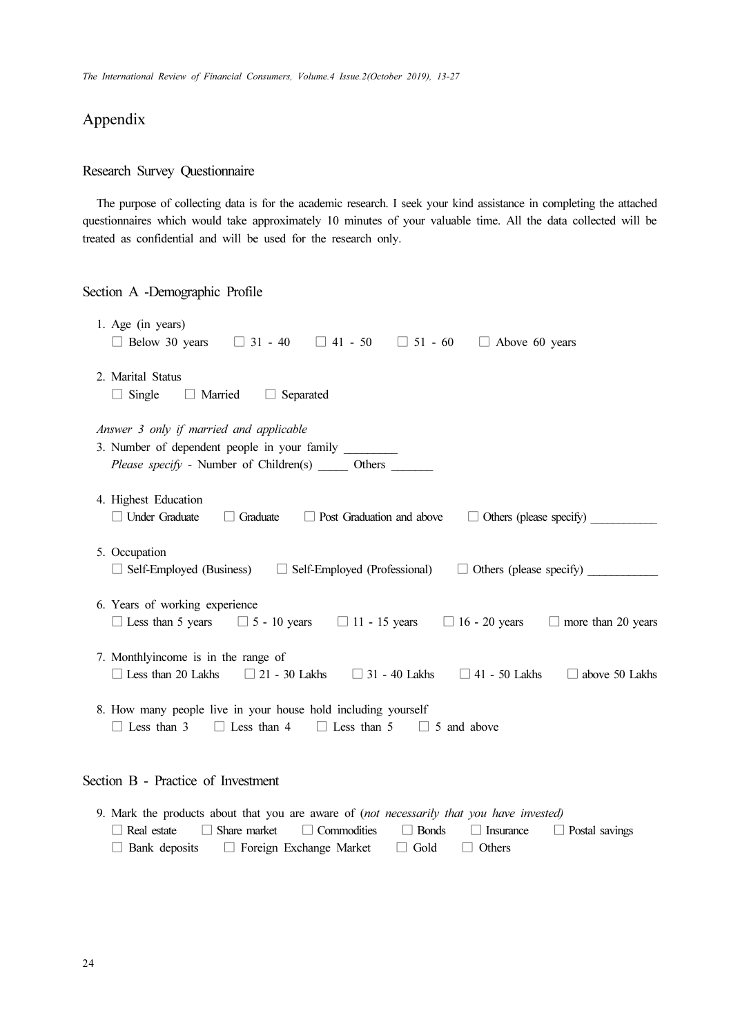# Appendix

## Research Survey Questionnaire

The purpose of collecting data is for the academic research. I seek your kind assistance in completing the attached questionnaires which would take approximately 10 minutes of your valuable time. All the data collected will be treated as confidential and will be used for the research only.

## Section A -Demographic Profile

1. Age (in years)
   ☐ Below 30 years ☐ 31 - 40 ☐ 41 - 50 ☐ 51 - 60 ☐ Above 60 years

2. Marital Status
   ☐ Single ☐ Married ☐ Separated

*Answer 3 only if married and applicable*

3. Number of dependent people in your family _________
   *Please specify* - Number of Children(s) _____ Others _______

4. Highest Education
   ☐ Under Graduate ☐ Graduate ☐ Post Graduation and above ☐ Others (please specify) ___________

5. Occupation
   ☐ Self-Employed (Business) ☐ Self-Employed (Professional) ☐ Others (please specify) ___________

6. Years of working experience
   ☐ Less than 5 years ☐ 5 - 10 years ☐ 11 - 15 years ☐ 16 - 20 years ☐ more than 20 years

7. Monthlyincome is in the range of
   ☐ Less than 20 Lakhs ☐ 21 - 30 Lakhs ☐ 31 - 40 Lakhs ☐ 41 - 50 Lakhs ☐ above 50 Lakhs

8. How many people live in your house hold including yourself
   ☐ Less than 3 ☐ Less than 4 ☐ Less than 5 ☐ 5 and above

## Section B - Practice of Investment

9. Mark the products about that you are aware of (*not necessarily that you have invested*)
   ☐ Real estate ☐ Share market ☐ Commodities ☐ Bonds ☐ Insurance ☐ Postal savings
   ☐ Bank deposits ☐ Foreign Exchange Market ☐ Gold ☐ Others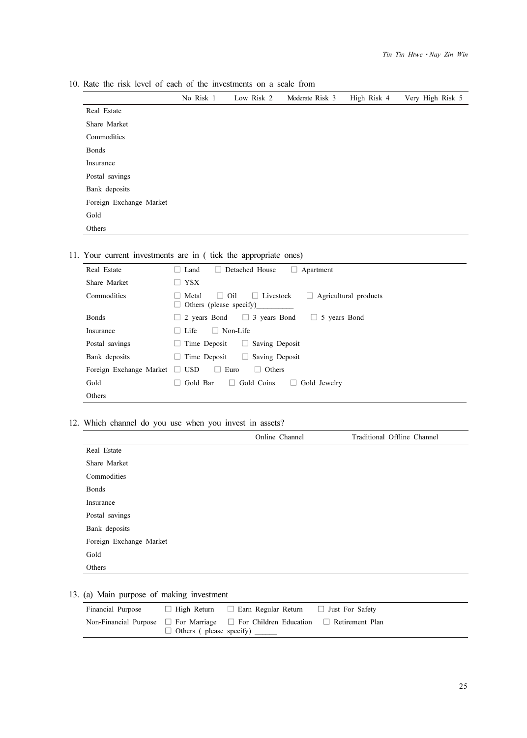10. Rate the risk level of each of the investments on a scale from

| | No Risk 1 | Low Risk 2 | Moderate Risk 3 | High Risk 4 | Very High Risk 5 |
|---|---|---|---|---|---|
| Real Estate | | | | | |
| Share Market | | | | | |
| Commodities | | | | | |
| Bonds | | | | | |
| Insurance | | | | | |
| Postal savings | | | | | |
| Bank deposits | | | | | |
| Foreign Exchange Market | | | | | |
| Gold | | | | | |
| Others | | | | | |

11. Your current investments are in ( tick the appropriate ones)

| | |
|---|---|
| Real Estate | ☐ Land ☐ Detached House ☐ Apartment |
| Share Market | ☐ YSX |
| Commodities | ☐ Metal ☐ Oil ☐ Livestock ☐ Agricultural products ☐ Others (please specify)__________ |
| Bonds | ☐ 2 years Bond ☐ 3 years Bond ☐ 5 years Bond |
| Insurance | ☐ Life ☐ Non-Life |
| Postal savings | ☐ Time Deposit ☐ Saving Deposit |
| Bank deposits | ☐ Time Deposit ☐ Saving Deposit |
| Foreign Exchange Market | ☐ USD ☐ Euro ☐ Others |
| Gold | ☐ Gold Bar ☐ Gold Coins ☐ Gold Jewelry |
| Others | |

12. Which channel do you use when you invest in assets?

| | Online Channel | Traditional Offline Channel |
|---|---|---|
| Real Estate | | |
| Share Market | | |
| Commodities | | |
| Bonds | | |
| Insurance | | |
| Postal savings | | |
| Bank deposits | | |
| Foreign Exchange Market | | |
| Gold | | |
| Others | | |

13. (a) Main purpose of making investment

| | |
|---|---|
| Financial Purpose | ☐ High Return ☐ Earn Regular Return ☐ Just For Safety |
| Non-Financial Purpose | ☐ For Marriage ☐ For Children Education ☐ Retirement Plan ☐ Others ( please specify) ______ |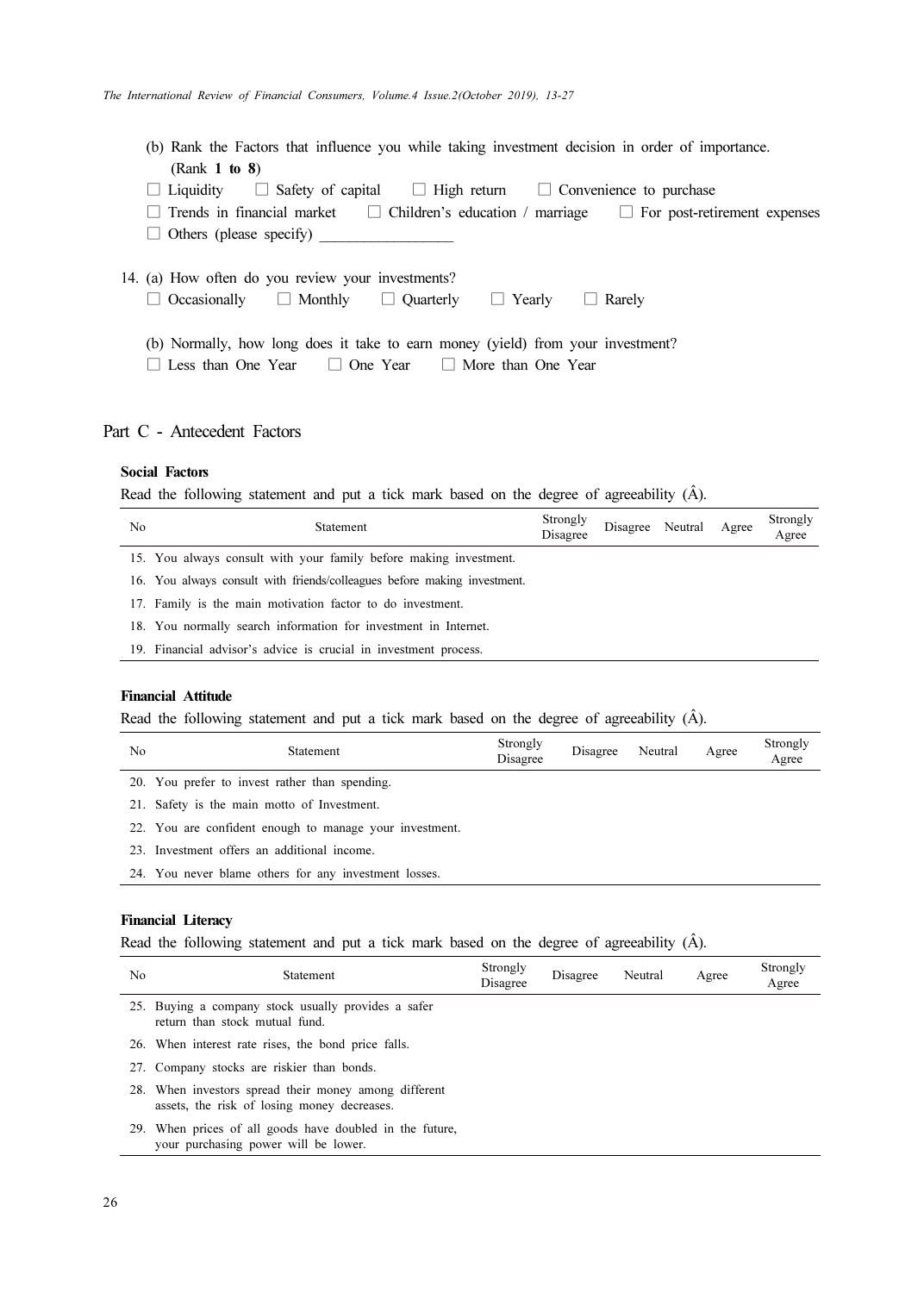(b) Rank the Factors that influence you while taking investment decision in order of importance. (Rank **1 to 8**)

☐ Liquidity ☐ Safety of capital ☐ High return ☐ Convenience to purchase
☐ Trends in financial market ☐ Children's education / marriage ☐ For post-retirement expenses
☐ Others (please specify) _________________

14. (a) How often do you review your investments?

☐ Occasionally ☐ Monthly ☐ Quarterly ☐ Yearly ☐ Rarely

(b) Normally, how long does it take to earn money (yield) from your investment?

☐ Less than One Year ☐ One Year ☐ More than One Year

## Part C - Antecedent Factors

**Social Factors**

Read the following statement and put a tick mark based on the degree of agreeability (Â).

| No | Statement | Strongly Disagree | Disagree | Neutral | Agree | Strongly Agree |
|---|---|---|---|---|---|---|
| 15. | You always consult with your family before making investment. | | | | | |
| 16. | You always consult with friends/colleagues before making investment. | | | | | |
| 17. | Family is the main motivation factor to do investment. | | | | | |
| 18. | You normally search information for investment in Internet. | | | | | |
| 19. | Financial advisor's advice is crucial in investment process. | | | | | |

**Financial Attitude**

Read the following statement and put a tick mark based on the degree of agreeability (Â).

| No | Statement | Strongly Disagree | Disagree | Neutral | Agree | Strongly Agree |
|---|---|---|---|---|---|---|
| 20. | You prefer to invest rather than spending. | | | | | |
| 21. | Safety is the main motto of Investment. | | | | | |
| 22. | You are confident enough to manage your investment. | | | | | |
| 23. | Investment offers an additional income. | | | | | |
| 24. | You never blame others for any investment losses. | | | | | |

**Financial Literacy**

Read the following statement and put a tick mark based on the degree of agreeability (Â).

| No | Statement | Strongly Disagree | Disagree | Neutral | Agree | Strongly Agree |
|---|---|---|---|---|---|---|
| 25. | Buying a company stock usually provides a safer return than stock mutual fund. | | | | | |
| 26. | When interest rate rises, the bond price falls. | | | | | |
| 27. | Company stocks are riskier than bonds. | | | | | |
| 28. | When investors spread their money among different assets, the risk of losing money decreases. | | | | | |
| 29. | When prices of all goods have doubled in the future, your purchasing power will be lower. | | | | | |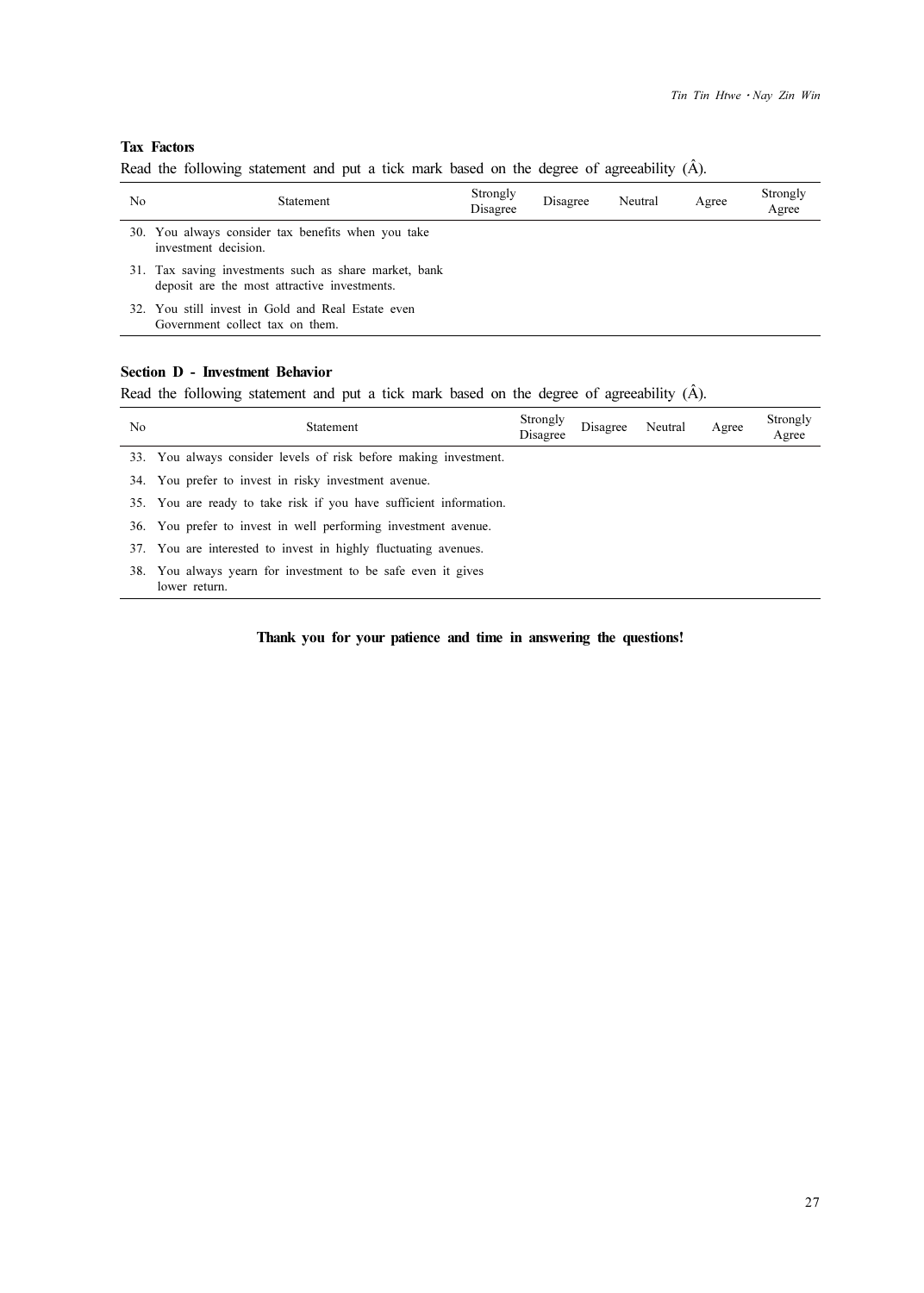**Tax Factors**

Read the following statement and put a tick mark based on the degree of agreeability (Â).

| No | Statement | Strongly Disagree | Disagree | Neutral | Agree | Strongly Agree |
|---|---|---|---|---|---|---|
| 30. | You always consider tax benefits when you take investment decision. | | | | | |
| 31. | Tax saving investments such as share market, bank deposit are the most attractive investments. | | | | | |
| 32. | You still invest in Gold and Real Estate even Government collect tax on them. | | | | | |

**Section D - Investment Behavior**

Read the following statement and put a tick mark based on the degree of agreeability (Â).

| No | Statement | Strongly Disagree | Disagree | Neutral | Agree | Strongly Agree |
|---|---|---|---|---|---|---|
| 33. | You always consider levels of risk before making investment. | | | | | |
| 34. | You prefer to invest in risky investment avenue. | | | | | |
| 35. | You are ready to take risk if you have sufficient information. | | | | | |
| 36. | You prefer to invest in well performing investment avenue. | | | | | |
| 37. | You are interested to invest in highly fluctuating avenues. | | | | | |
| 38. | You always yearn for investment to be safe even it gives lower return. | | | | | |

**Thank you for your patience and time in answering the questions!**